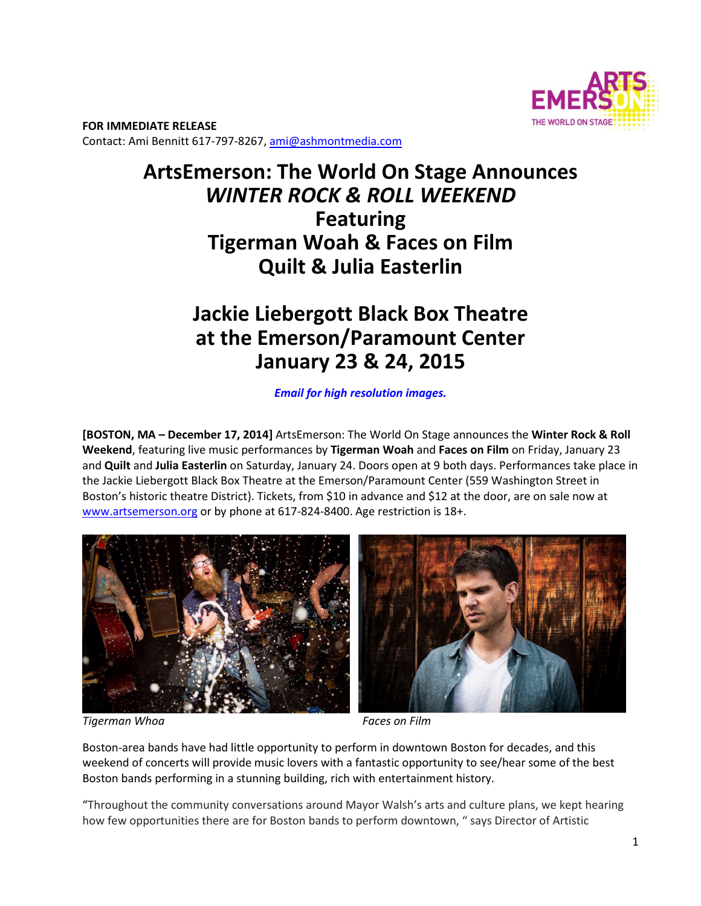**FOR IMMEDIATE RELEASE**
Contact: Ami Bennitt 617-797-8267, ami@ashmontmedia.com

# ArtsEmerson: The World On Stage Announces *WINTER ROCK & ROLL WEEKEND* Featuring Tigerman Woah & Faces on Film Quilt & Julia Easterlin

## Jackie Liebergott Black Box Theatre at the Emerson/Paramount Center January 23 & 24, 2015

***Email for high resolution images.***

**[BOSTON, MA – December 17, 2014]** ArtsEmerson: The World On Stage announces the **Winter Rock & Roll Weekend**, featuring live music performances by **Tigerman Woah** and **Faces on Film** on Friday, January 23 and **Quilt** and **Julia Easterlin** on Saturday, January 24. Doors open at 9 both days. Performances take place in the Jackie Liebergott Black Box Theatre at the Emerson/Paramount Center (559 Washington Street in Boston's historic theatre District). Tickets, from $10 in advance and $12 at the door, are on sale now at www.artsemerson.org or by phone at 617-824-8400. Age restriction is 18+.

*Tigerman Whoa*

*Faces on Film*

Boston-area bands have had little opportunity to perform in downtown Boston for decades, and this weekend of concerts will provide music lovers with a fantastic opportunity to see/hear some of the best Boston bands performing in a stunning building, rich with entertainment history.

"Throughout the community conversations around Mayor Walsh's arts and culture plans, we kept hearing how few opportunities there are for Boston bands to perform downtown, " says Director of Artistic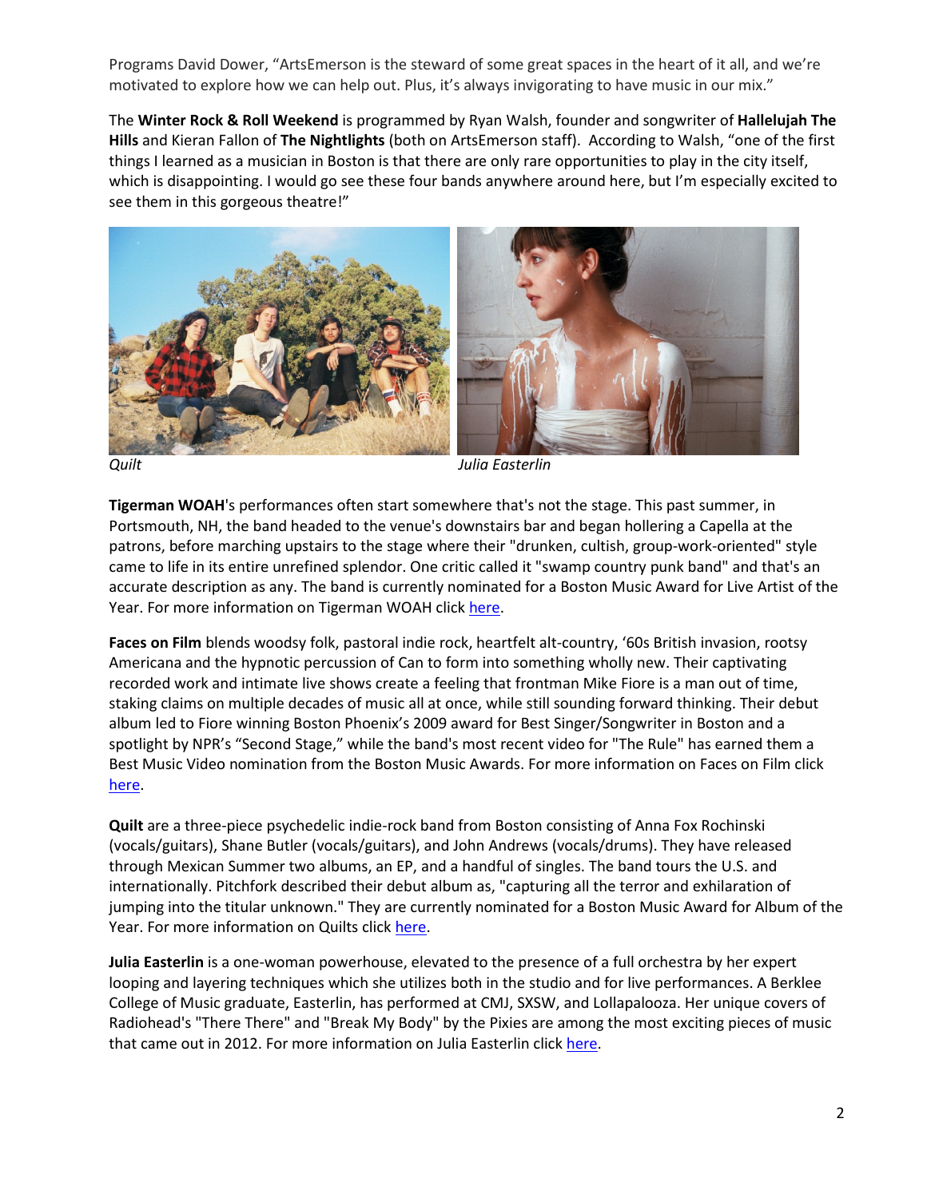Programs David Dower, "ArtsEmerson is the steward of some great spaces in the heart of it all, and we're motivated to explore how we can help out. Plus, it's always invigorating to have music in our mix."

The **Winter Rock & Roll Weekend** is programmed by Ryan Walsh, founder and songwriter of **Hallelujah The Hills** and Kieran Fallon of **The Nightlights** (both on ArtsEmerson staff). According to Walsh, "one of the first things I learned as a musician in Boston is that there are only rare opportunities to play in the city itself, which is disappointing. I would go see these four bands anywhere around here, but I'm especially excited to see them in this gorgeous theatre!"

*Quilt*

*Julia Easterlin*

**Tigerman WOAH**'s performances often start somewhere that's not the stage. This past summer, in Portsmouth, NH, the band headed to the venue's downstairs bar and began hollering a Capella at the patrons, before marching upstairs to the stage where their "drunken, cultish, group-work-oriented" style came to life in its entire unrefined splendor. One critic called it "swamp country punk band" and that's an accurate description as any. The band is currently nominated for a Boston Music Award for Live Artist of the Year. For more information on Tigerman WOAH click here.

**Faces on Film** blends woodsy folk, pastoral indie rock, heartfelt alt-country, '60s British invasion, rootsy Americana and the hypnotic percussion of Can to form into something wholly new. Their captivating recorded work and intimate live shows create a feeling that frontman Mike Fiore is a man out of time, staking claims on multiple decades of music all at once, while still sounding forward thinking. Their debut album led to Fiore winning Boston Phoenix's 2009 award for Best Singer/Songwriter in Boston and a spotlight by NPR's "Second Stage," while the band's most recent video for "The Rule" has earned them a Best Music Video nomination from the Boston Music Awards. For more information on Faces on Film click here.

**Quilt** are a three-piece psychedelic indie-rock band from Boston consisting of Anna Fox Rochinski (vocals/guitars), Shane Butler (vocals/guitars), and John Andrews (vocals/drums). They have released through Mexican Summer two albums, an EP, and a handful of singles. The band tours the U.S. and internationally. Pitchfork described their debut album as, "capturing all the terror and exhilaration of jumping into the titular unknown." They are currently nominated for a Boston Music Award for Album of the Year. For more information on Quilts click here.

**Julia Easterlin** is a one-woman powerhouse, elevated to the presence of a full orchestra by her expert looping and layering techniques which she utilizes both in the studio and for live performances. A Berklee College of Music graduate, Easterlin, has performed at CMJ, SXSW, and Lollapalooza. Her unique covers of Radiohead's "There There" and "Break My Body" by the Pixies are among the most exciting pieces of music that came out in 2012. For more information on Julia Easterlin click here.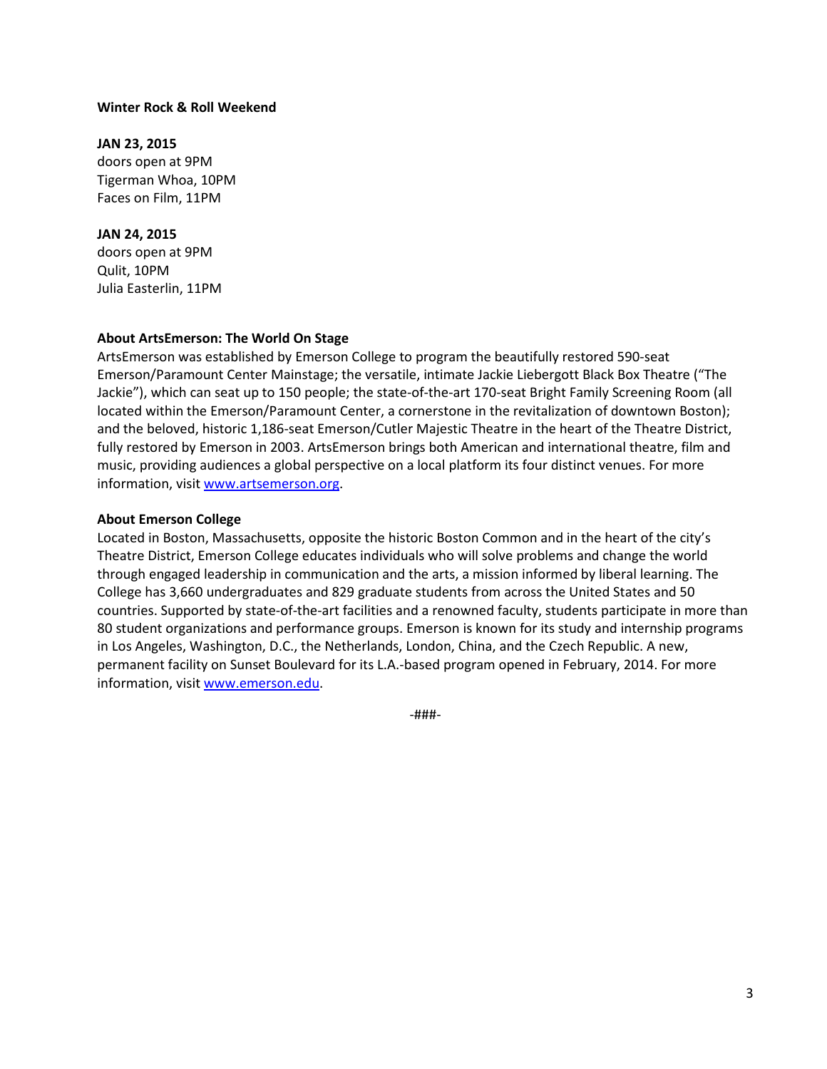**Winter Rock & Roll Weekend**

**JAN 23, 2015**
doors open at 9PM
Tigerman Whoa, 10PM
Faces on Film, 11PM

**JAN 24, 2015**
doors open at 9PM
Qulit, 10PM
Julia Easterlin, 11PM

**About ArtsEmerson: The World On Stage**
ArtsEmerson was established by Emerson College to program the beautifully restored 590-seat Emerson/Paramount Center Mainstage; the versatile, intimate Jackie Liebergott Black Box Theatre ("The Jackie"), which can seat up to 150 people; the state-of-the-art 170-seat Bright Family Screening Room (all located within the Emerson/Paramount Center, a cornerstone in the revitalization of downtown Boston); and the beloved, historic 1,186-seat Emerson/Cutler Majestic Theatre in the heart of the Theatre District, fully restored by Emerson in 2003. ArtsEmerson brings both American and international theatre, film and music, providing audiences a global perspective on a local platform its four distinct venues. For more information, visit [www.artsemerson.org](http://www.artsemerson.org).

**About Emerson College**
Located in Boston, Massachusetts, opposite the historic Boston Common and in the heart of the city's Theatre District, Emerson College educates individuals who will solve problems and change the world through engaged leadership in communication and the arts, a mission informed by liberal learning. The College has 3,660 undergraduates and 829 graduate students from across the United States and 50 countries. Supported by state-of-the-art facilities and a renowned faculty, students participate in more than 80 student organizations and performance groups. Emerson is known for its study and internship programs in Los Angeles, Washington, D.C., the Netherlands, London, China, and the Czech Republic. A new, permanent facility on Sunset Boulevard for its L.A.-based program opened in February, 2014. For more information, visit [www.emerson.edu](http://www.emerson.edu).

-###-